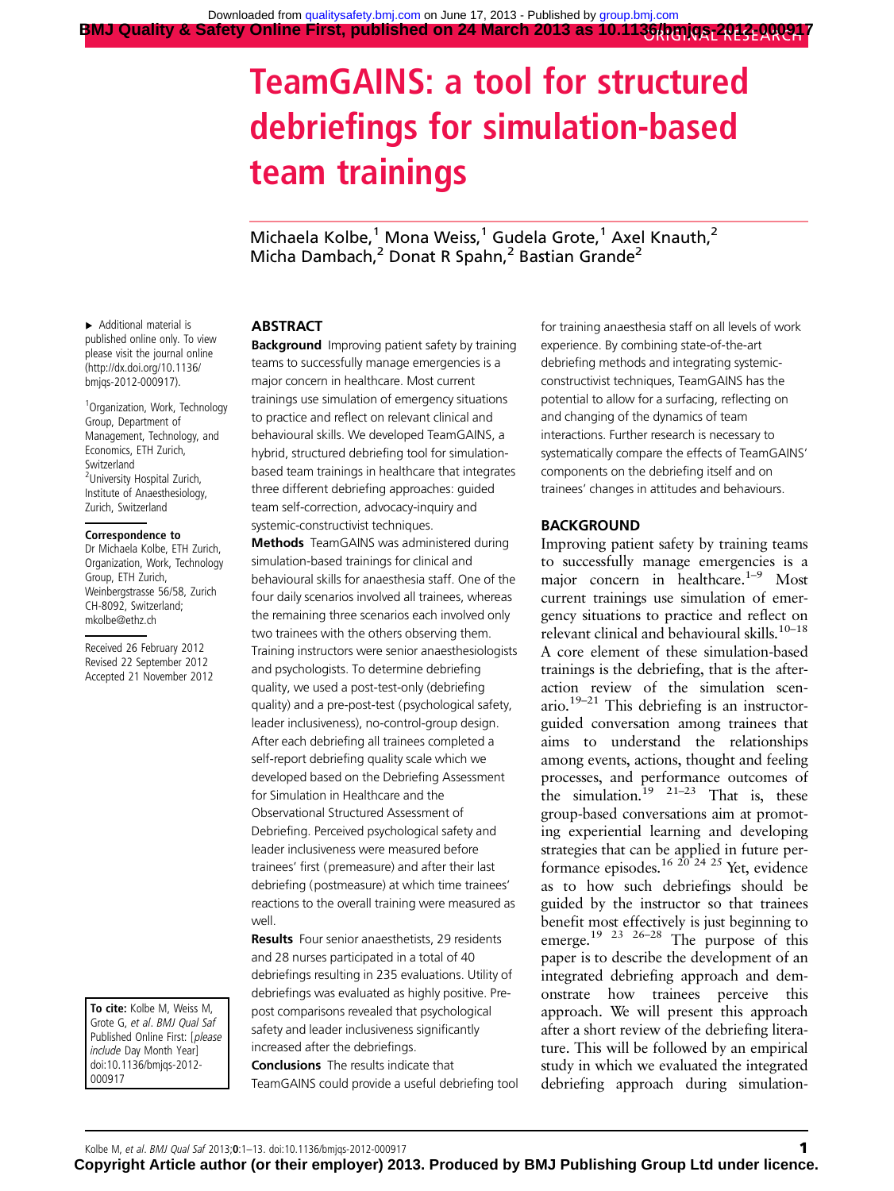# TeamGAINS: a tool for structured debriefings for simulation-based team trainings

Michaela Kolbe,[1] Mona Weiss,[1] Gudela Grote,[1] Axel Knauth,[2] Micha Dambach,[2] Donat R Spahn,[2] Bastian Grande[2]

▸ Additional material is published online only. To view please visit the journal online (http://dx.doi.org/10.1136/bmjqs-2012-000917).

[1]Organization, Work, Technology Group, Department of Management, Technology, and Economics, ETH Zurich, Switzerland
[2]University Hospital Zurich, Institute of Anaesthesiology, Zurich, Switzerland

**Correspondence to**
Dr Michaela Kolbe, ETH Zurich, Organization, Work, Technology Group, ETH Zurich, Weinbergstrasse 56/58, Zurich CH-8092, Switzerland; mkolbe@ethz.ch

Received 26 February 2012
Revised 26 September 2012
Accepted 21 November 2012

**To cite:** Kolbe M, Weiss M, Grote G, *et al*. *BMJ Qual Saf* Published Online First: [*please include* Day Month Year] doi:10.1136/bmjqs-2012-000917

## ABSTRACT

**Background** Improving patient safety by training teams to successfully manage emergencies is a major concern in healthcare. Most current trainings use simulation of emergency situations to practice and reflect on relevant clinical and behavioural skills. We developed TeamGAINS, a hybrid, structured debriefing tool for simulation-based team trainings in healthcare that integrates three different debriefing approaches: guided team self-correction, advocacy-inquiry and systemic-constructivist techniques.

**Methods** TeamGAINS was administered during simulation-based trainings for clinical and behavioural skills for anaesthesia staff. One of the four daily scenarios involved all trainees, whereas the remaining three scenarios each involved only two trainees with the others observing them. Training instructors were senior anaesthesiologists and psychologists. To determine debriefing quality, we used a post-test-only (debriefing quality) and a pre-post-test (psychological safety, leader inclusiveness), no-control-group design. After each debriefing all trainees completed a self-report debriefing quality scale which we developed based on the Debriefing Assessment for Simulation in Healthcare and the Observational Structured Assessment of Debriefing. Perceived psychological safety and leader inclusiveness were measured before trainees' first (premeasure) and after their last debriefing (postmeasure) at which time trainees' reactions to the overall training were measured as well.

**Results** Four senior anaesthetists, 29 residents and 28 nurses participated in a total of 40 debriefings resulting in 235 evaluations. Utility of debriefings was evaluated as highly positive. Pre-post comparisons revealed that psychological safety and leader inclusiveness significantly increased after the debriefings.

**Conclusions** The results indicate that TeamGAINS could provide a useful debriefing tool for training anaesthesia staff on all levels of work experience. By combining state-of-the-art debriefing methods and integrating systemic-constructivist techniques, TeamGAINS has the potential to allow for a surfacing, reflecting on and changing of the dynamics of team interactions. Further research is necessary to systematically compare the effects of TeamGAINS' components on the debriefing itself and on trainees' changes in attitudes and behaviours.

## BACKGROUND

Improving patient safety by training teams to successfully manage emergencies is a major concern in healthcare.[1–9] Most current trainings use simulation of emergency situations to practice and reflect on relevant clinical and behavioural skills.[10–18] A core element of these simulation-based trainings is the debriefing, that is the after-action review of the simulation scenario.[19–21] This debriefing is an instructor-guided conversation among trainees that aims to understand the relationships among events, actions, thought and feeling processes, and performance outcomes of the simulation.[19 21–23] That is, these group-based conversations aim at promoting experiential learning and developing strategies that can be applied in future performance episodes.[16 20 24 25] Yet, evidence as to how such debriefings should be guided by the instructor so that trainees benefit most effectively is just beginning to emerge.[19 23 26–28] The purpose of this paper is to describe the development of an integrated debriefing approach and demonstrate how trainees perceive this approach. We will present this approach after a short review of the debriefing literature. This will be followed by an empirical study in which we evaluated the integrated debriefing approach during simulation-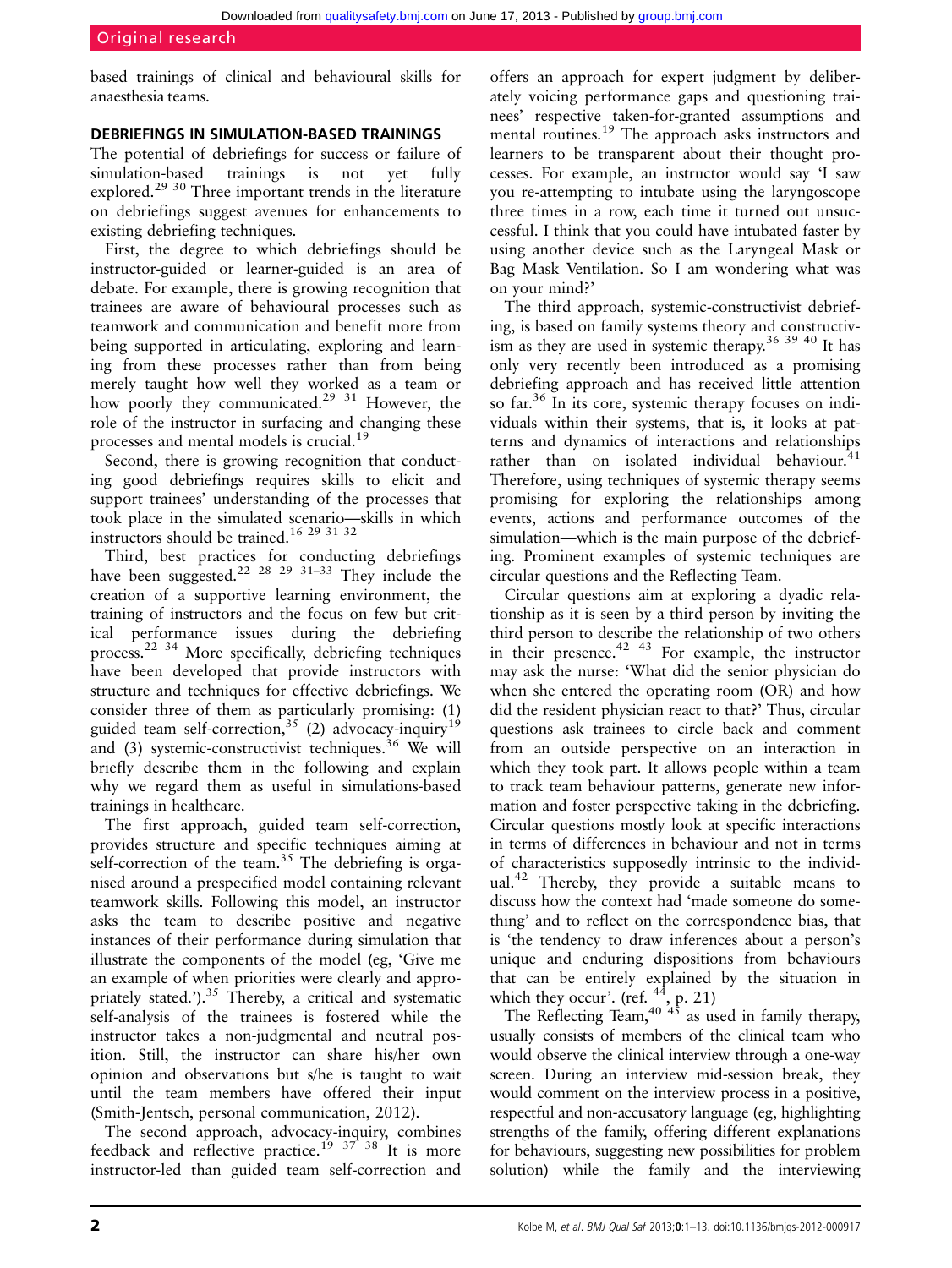based trainings of clinical and behavioural skills for anaesthesia teams.

## DEBRIEFINGS IN SIMULATION-BASED TRAININGS

The potential of debriefings for success or failure of simulation-based trainings is not yet fully explored.[29 30] Three important trends in the literature on debriefings suggest avenues for enhancements to existing debriefing techniques.

First, the degree to which debriefings should be instructor-guided or learner-guided is an area of debate. For example, there is growing recognition that trainees are aware of behavioural processes such as teamwork and communication and benefit more from being supported in articulating, exploring and learning from these processes rather than from being merely taught how well they worked as a team or how poorly they communicated.[29 31] However, the role of the instructor in surfacing and changing these processes and mental models is crucial.[19]

Second, there is growing recognition that conducting good debriefings requires skills to elicit and support trainees' understanding of the processes that took place in the simulated scenario—skills in which instructors should be trained.[16 29 31 32]

Third, best practices for conducting debriefings have been suggested.[22 28 29 31–33] They include the creation of a supportive learning environment, the training of instructors and the focus on few but critical performance issues during the debriefing process.[22 34] More specifically, debriefing techniques have been developed that provide instructors with structure and techniques for effective debriefings. We consider three of them as particularly promising: (1) guided team self-correction,[35] (2) advocacy-inquiry[19] and (3) systemic-constructivist techniques.[36] We will briefly describe them in the following and explain why we regard them as useful in simulations-based trainings in healthcare.

The first approach, guided team self-correction, provides structure and specific techniques aiming at self-correction of the team.[35] The debriefing is organised around a prespecified model containing relevant teamwork skills. Following this model, an instructor asks the team to describe positive and negative instances of their performance during simulation that illustrate the components of the model (eg, 'Give me an example of when priorities were clearly and appropriately stated.').[35] Thereby, a critical and systematic self-analysis of the trainees is fostered while the instructor takes a non-judgmental and neutral position. Still, the instructor can share his/her own opinion and observations but s/he is taught to wait until the team members have offered their input (Smith-Jentsch, personal communication, 2012).

The second approach, advocacy-inquiry, combines feedback and reflective practice.[19 37 38] It is more instructor-led than guided team self-correction and offers an approach for expert judgment by deliberately voicing performance gaps and questioning trainees' respective taken-for-granted assumptions and mental routines.[19] The approach asks instructors and learners to be transparent about their thought processes. For example, an instructor would say 'I saw you re-attempting to intubate using the laryngoscope three times in a row, each time it turned out unsuccessful. I think that you could have intubated faster by using another device such as the Laryngeal Mask or Bag Mask Ventilation. So I am wondering what was on your mind?'

The third approach, systemic-constructivist debriefing, is based on family systems theory and constructivism as they are used in systemic therapy.[36 39 40] It has only very recently been introduced as a promising debriefing approach and has received little attention so far.[36] In its core, systemic therapy focuses on individuals within their systems, that is, it looks at patterns and dynamics of interactions and relationships rather than on isolated individual behaviour.[41] Therefore, using techniques of systemic therapy seems promising for exploring the relationships among events, actions and performance outcomes of the simulation—which is the main purpose of the debriefing. Prominent examples of systemic techniques are circular questions and the Reflecting Team.

Circular questions aim at exploring a dyadic relationship as it is seen by a third person by inviting the third person to describe the relationship of two others in their presence.[42 43] For example, the instructor may ask the nurse: 'What did the senior physician do when she entered the operating room (OR) and how did the resident physician react to that?' Thus, circular questions ask trainees to circle back and comment from an outside perspective on an interaction in which they took part. It allows people within a team to track team behaviour patterns, generate new information and foster perspective taking in the debriefing. Circular questions mostly look at specific interactions in terms of differences in behaviour and not in terms of characteristics supposedly intrinsic to the individual.[42] Thereby, they provide a suitable means to discuss how the context had 'made someone do something' and to reflect on the correspondence bias, that is 'the tendency to draw inferences about a person's unique and enduring dispositions from behaviours that can be entirely explained by the situation in which they occur'. (ref. [44], p. 21)

The Reflecting Team,[40 45] as used in family therapy, usually consists of members of the clinical team who would observe the clinical interview through a one-way screen. During an interview mid-session break, they would comment on the interview process in a positive, respectful and non-accusatory language (eg, highlighting strengths of the family, offering different explanations for behaviours, suggesting new possibilities for problem solution) while the family and the interviewing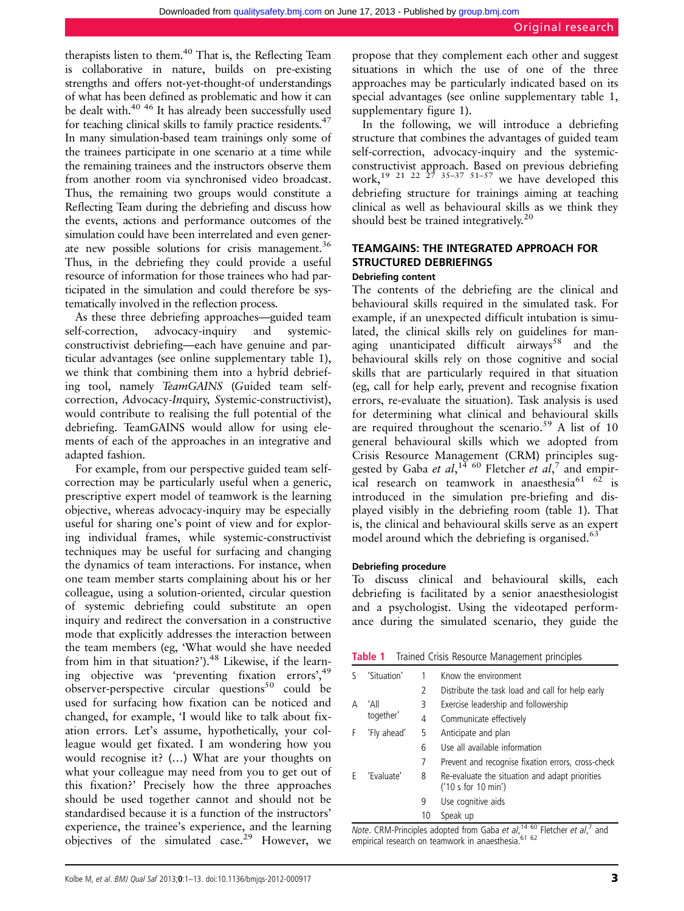therapists listen to them.[40] That is, the Reflecting Team is collaborative in nature, builds on pre-existing strengths and offers not-yet-thought-of understandings of what has been defined as problematic and how it can be dealt with.[40 46] It has already been successfully used for teaching clinical skills to family practice residents.[47] In many simulation-based team trainings only some of the trainees participate in one scenario at a time while the remaining trainees and the instructors observe them from another room via synchronised video broadcast. Thus, the remaining two groups would constitute a Reflecting Team during the debriefing and discuss how the events, actions and performance outcomes of the simulation could have been interrelated and even generate new possible solutions for crisis management.[36] Thus, in the debriefing they could provide a useful resource of information for those trainees who had participated in the simulation and could therefore be systematically involved in the reflection process.

As these three debriefing approaches—guided team self-correction, advocacy-inquiry and systemic-constructivist debriefing—each have genuine and particular advantages (see online supplementary table 1), we think that combining them into a hybrid debriefing tool, namely *TeamGAINS* (*G*uided team self-correction, *A*dvocacy-*In*quiry, *S*ystemic-constructivist), would contribute to realising the full potential of the debriefing. TeamGAINS would allow for using elements of each of the approaches in an integrative and adapted fashion.

For example, from our perspective guided team self-correction may be particularly useful when a generic, prescriptive expert model of teamwork is the learning objective, whereas advocacy-inquiry may be especially useful for sharing one's point of view and for exploring individual frames, while systemic-constructivist techniques may be useful for surfacing and changing the dynamics of team interactions. For instance, when one team member starts complaining about his or her colleague, using a solution-oriented, circular question of systemic debriefing could substitute an open inquiry and redirect the conversation in a constructive mode that explicitly addresses the interaction between the team members (eg, 'What would she have needed from him in that situation?').[48] Likewise, if the learning objective was 'preventing fixation errors',[49] observer-perspective circular questions[50] could be used for surfacing how fixation can be noticed and changed, for example, 'I would like to talk about fixation errors. Let's assume, hypothetically, your colleague would get fixated. I am wondering how you would recognise it? (…) What are your thoughts on what your colleague may need from you to get out of this fixation?' Precisely how the three approaches should be used together cannot and should not be standardised because it is a function of the instructors' experience, the trainee's experience, and the learning objectives of the simulated case.[29] However, we propose that they complement each other and suggest situations in which the use of one of the three approaches may be particularly indicated based on its special advantages (see online supplementary table 1, supplementary figure 1).

In the following, we will introduce a debriefing structure that combines the advantages of guided team self-correction, advocacy-inquiry and the systemic-constructivist approach. Based on previous debriefing work,[19 21 22 27 35–37 51–57] we have developed this debriefing structure for trainings aiming at teaching clinical as well as behavioural skills as we think they should best be trained integratively.[20]

## TEAMGAINS: THE INTEGRATED APPROACH FOR STRUCTURED DEBRIEFINGS

### Debriefing content

The contents of the debriefing are the clinical and behavioural skills required in the simulated task. For example, if an unexpected difficult intubation is simulated, the clinical skills rely on guidelines for managing unanticipated difficult airways[58] and the behavioural skills rely on those cognitive and social skills that are particularly required in that situation (eg, call for help early, prevent and recognise fixation errors, re-evaluate the situation). Task analysis is used for determining what clinical and behavioural skills are required throughout the scenario.[59] A list of 10 general behavioural skills which we adopted from Crisis Resource Management (CRM) principles suggested by Gaba *et al*,[14 60] Fletcher *et al*,[7] and empirical research on teamwork in anaesthesia[61 62] is introduced in the simulation pre-briefing and displayed visibly in the debriefing room (table 1). That is, the clinical and behavioural skills serve as an expert model around which the debriefing is organised.[63]

### Debriefing procedure

To discuss clinical and behavioural skills, each debriefing is facilitated by a senior anaesthesiologist and a psychologist. Using the videotaped performance during the simulated scenario, they guide the

**Table 1** Trained Crisis Resource Management principles

| | | | |
|---|---|---|---|
| S | 'Situation' | 1 | Know the environment |
| | | 2 | Distribute the task load and call for help early |
| A | 'All together' | 3 | Exercise leadership and followership |
| | | 4 | Communicate effectively |
| F | 'Fly ahead' | 5 | Anticipate and plan |
| | | 6 | Use all available information |
| | | 7 | Prevent and recognise fixation errors, cross-check |
| E | 'Evaluate' | 8 | Re-evaluate the situation and adapt priorities ('10 s for 10 min') |
| | | 9 | Use cognitive aids |
| | | 10 | Speak up |

*Note*. CRM-Principles adopted from Gaba *et al*,[14 60] Fletcher *et al*,[7] and empirical research on teamwork in anaesthesia.[61 62]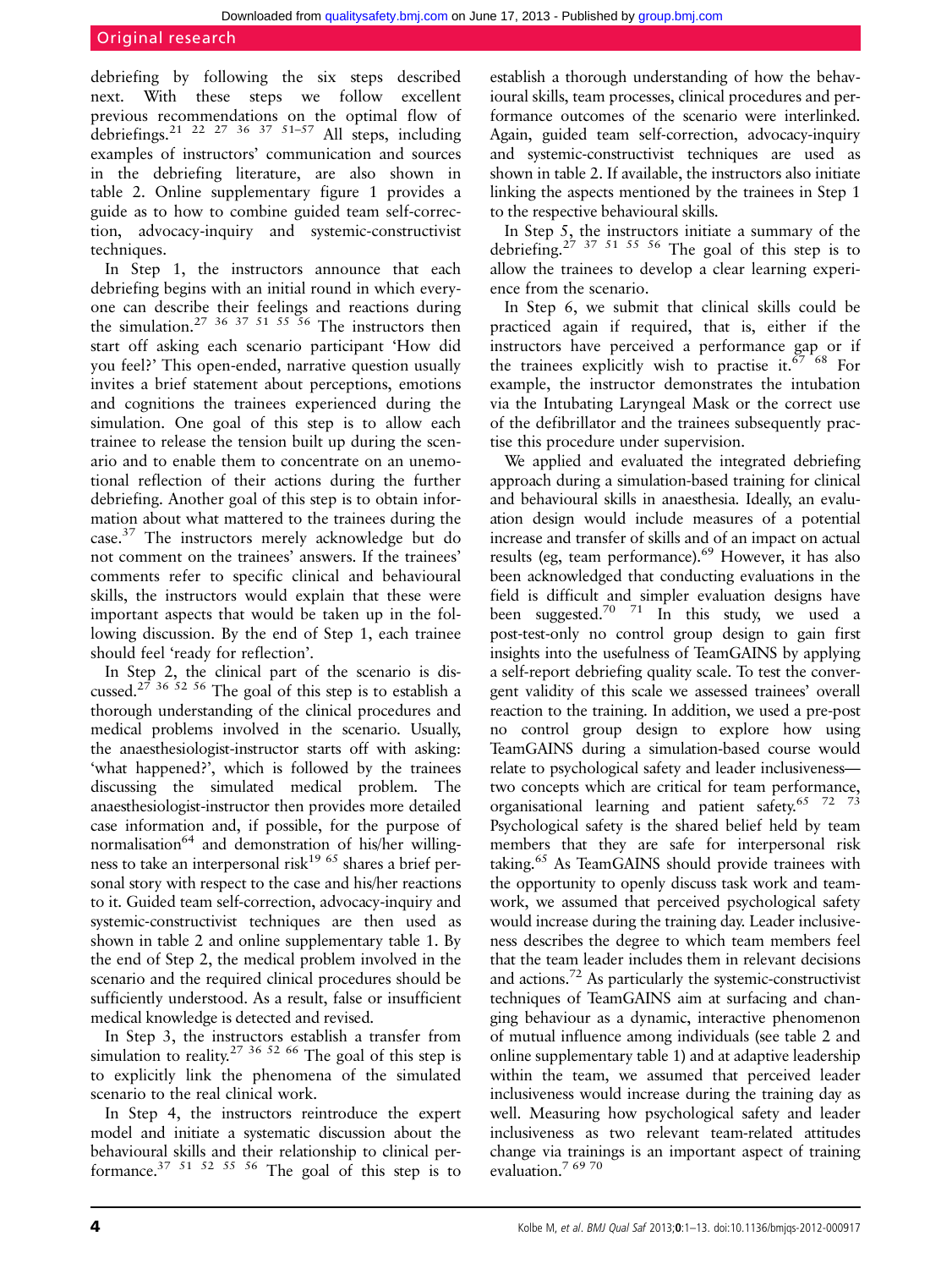debriefing by following the six steps described next. With these steps we follow excellent previous recommendations on the optimal flow of debriefings.[21 22 27 36 37 51–57] All steps, including examples of instructors' communication and sources in the debriefing literature, are also shown in table 2. Online supplementary figure 1 provides a guide as to how to combine guided team self-correction, advocacy-inquiry and systemic-constructivist techniques.

In Step 1, the instructors announce that each debriefing begins with an initial round in which everyone can describe their feelings and reactions during the simulation.[27 36 37 51 55 56] The instructors then start off asking each scenario participant 'How did you feel?' This open-ended, narrative question usually invites a brief statement about perceptions, emotions and cognitions the trainees experienced during the simulation. One goal of this step is to allow each trainee to release the tension built up during the scenario and to enable them to concentrate on an unemotional reflection of their actions during the further debriefing. Another goal of this step is to obtain information about what mattered to the trainees during the case.[37] The instructors merely acknowledge but do not comment on the trainees' answers. If the trainees' comments refer to specific clinical and behavioural skills, the instructors would explain that these were important aspects that would be taken up in the following discussion. By the end of Step 1, each trainee should feel 'ready for reflection'.

In Step 2, the clinical part of the scenario is discussed.[27 36 52 56] The goal of this step is to establish a thorough understanding of the clinical procedures and medical problems involved in the scenario. Usually, the anaesthesiologist-instructor starts off with asking: 'what happened?', which is followed by the trainees discussing the simulated medical problem. The anaesthesiologist-instructor then provides more detailed case information and, if possible, for the purpose of normalisation[64] and demonstration of his/her willingness to take an interpersonal risk[19 65] shares a brief personal story with respect to the case and his/her reactions to it. Guided team self-correction, advocacy-inquiry and systemic-constructivist techniques are then used as shown in table 2 and online supplementary table 1. By the end of Step 2, the medical problem involved in the scenario and the required clinical procedures should be sufficiently understood. As a result, false or insufficient medical knowledge is detected and revised.

In Step 3, the instructors establish a transfer from simulation to reality.[27 36 52 66] The goal of this step is to explicitly link the phenomena of the simulated scenario to the real clinical work.

In Step 4, the instructors reintroduce the expert model and initiate a systematic discussion about the behavioural skills and their relationship to clinical performance.[37 51 52 55 56] The goal of this step is to establish a thorough understanding of how the behavioural skills, team processes, clinical procedures and performance outcomes of the scenario were interlinked. Again, guided team self-correction, advocacy-inquiry and systemic-constructivist techniques are used as shown in table 2. If available, the instructors also initiate linking the aspects mentioned by the trainees in Step 1 to the respective behavioural skills.

In Step 5, the instructors initiate a summary of the debriefing.[27 37 51 55 56] The goal of this step is to allow the trainees to develop a clear learning experience from the scenario.

In Step 6, we submit that clinical skills could be practiced again if required, that is, either if the instructors have perceived a performance gap or if the trainees explicitly wish to practise it.[67 68] For example, the instructor demonstrates the intubation via the Intubating Laryngeal Mask or the correct use of the defibrillator and the trainees subsequently practise this procedure under supervision.

We applied and evaluated the integrated debriefing approach during a simulation-based training for clinical and behavioural skills in anaesthesia. Ideally, an evaluation design would include measures of a potential increase and transfer of skills and of an impact on actual results (eg, team performance).[69] However, it has also been acknowledged that conducting evaluations in the field is difficult and simpler evaluation designs have been suggested.[70 71] In this study, we used a post-test-only no control group design to gain first insights into the usefulness of TeamGAINS by applying a self-report debriefing quality scale. To test the convergent validity of this scale we assessed trainees' overall reaction to the training. In addition, we used a pre-post no control group design to explore how using TeamGAINS during a simulation-based course would relate to psychological safety and leader inclusiveness—two concepts which are critical for team performance, organisational learning and patient safety.[65 72 73] Psychological safety is the shared belief held by team members that they are safe for interpersonal risk taking.[65] As TeamGAINS should provide trainees with the opportunity to openly discuss task work and teamwork, we assumed that perceived psychological safety would increase during the training day. Leader inclusiveness describes the degree to which team members feel that the team leader includes them in relevant decisions and actions.[72] As particularly the systemic-constructivist techniques of TeamGAINS aim at surfacing and changing behaviour as a dynamic, interactive phenomenon of mutual influence among individuals (see table 2 and online supplementary table 1) and at adaptive leadership within the team, we assumed that perceived leader inclusiveness would increase during the training day as well. Measuring how psychological safety and leader inclusiveness as two relevant team-related attitudes change via trainings is an important aspect of training evaluation.[7 69 70]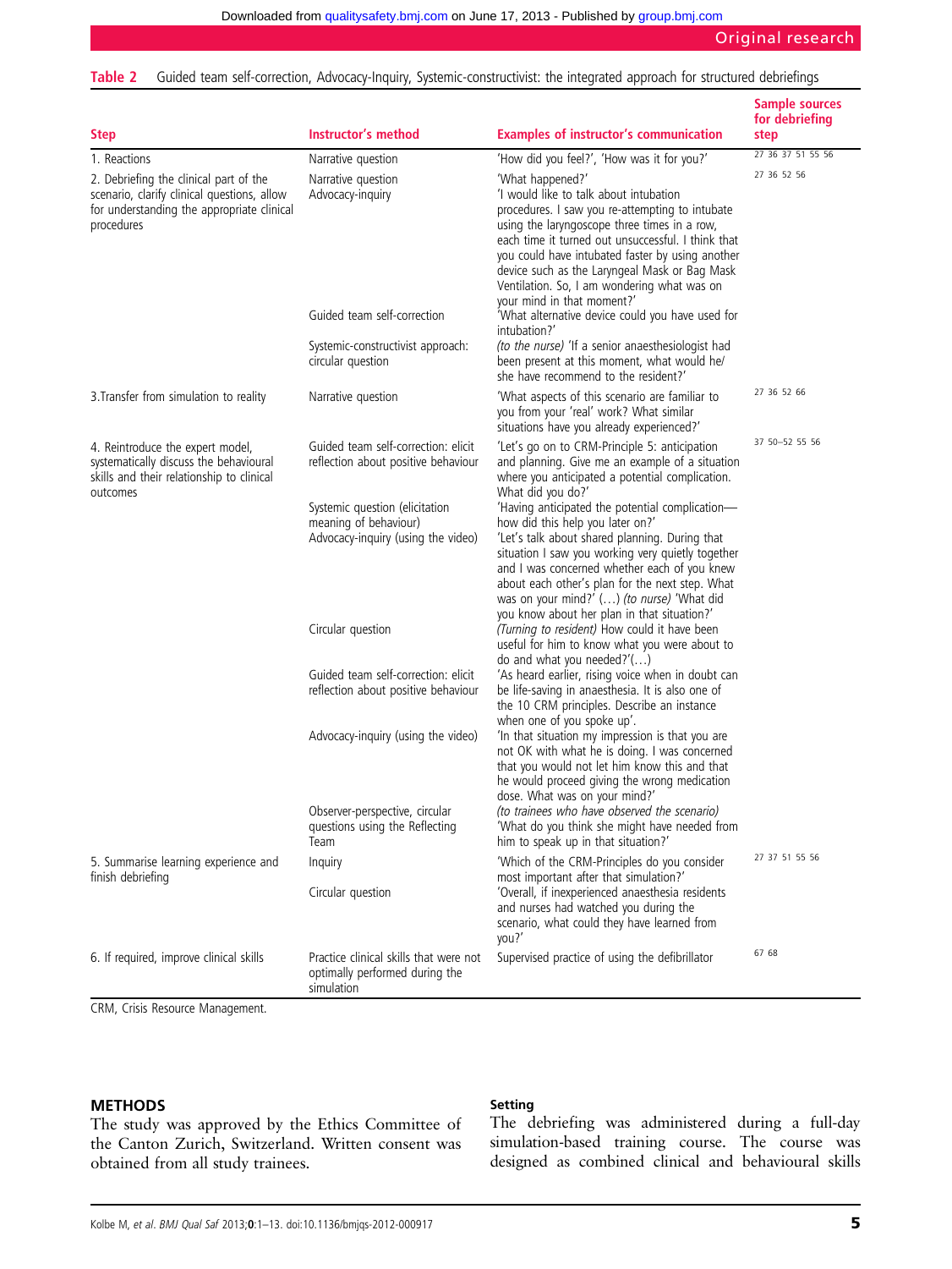**Table 2** Guided team self-correction, Advocacy-Inquiry, Systemic-constructivist: the integrated approach for structured debriefings

| Step | Instructor's method | Examples of instructor's communication | Sample sources for debriefing step |
|---|---|---|---|
| 1. Reactions | Narrative question | 'How did you feel?', 'How was it for you?' | 27 36 37 51 55 56 |
| 2. Debriefing the clinical part of the scenario, clarify clinical questions, allow for understanding the appropriate clinical procedures | Narrative question<br>Advocacy-inquiry | 'What happened?'<br>'I would like to talk about intubation procedures. I saw you re-attempting to intubate using the laryngoscope three times in a row, each time it turned out unsuccessful. I think that you could have intubated faster by using another device such as the Laryngeal Mask or Bag Mask Ventilation. So, I am wondering what was on your mind in that moment?' | 27 36 52 56 |
| | Guided team self-correction | 'What alternative device could you have used for intubation?' | |
| | Systemic-constructivist approach: circular question | *(to the nurse)* 'If a senior anaesthesiologist had been present at this moment, what would he/she have recommend to the resident?' | |
| 3.Transfer from simulation to reality | Narrative question | 'What aspects of this scenario are familiar to you from your 'real' work? What similar situations have you already experienced?' | 27 36 52 66 |
| 4. Reintroduce the expert model, systematically discuss the behavioural skills and their relationship to clinical outcomes | Guided team self-correction: elicit reflection about positive behaviour | 'Let's go on to CRM-Principle 5: anticipation and planning. Give me an example of a situation where you anticipated a potential complication. What did you do?' | 37 50–52 55 56 |
| | Systemic question (elicitation meaning of behaviour)<br>Advocacy-inquiry (using the video) | 'Having anticipated the potential complication—how did this help you later on?'<br>'Let's talk about shared planning. During that situation I saw you working very quietly together and I was concerned whether each of you knew about each other's plan for the next step. What was on your mind?' (…) *(to nurse)* 'What did you know about her plan in that situation?' | |
| | Circular question | *(Turning to resident)* How could it have been useful for him to know what you were about to do and what you needed?'(…) | |
| | Guided team self-correction: elicit reflection about positive behaviour | 'As heard earlier, rising voice when in doubt can be life-saving in anaesthesia. It is also one of the 10 CRM principles. Describe an instance when one of you spoke up'. | |
| | Advocacy-inquiry (using the video) | 'In that situation my impression is that you are not OK with what he is doing. I was concerned that you would not let him know this and that he would proceed giving the wrong medication dose. What was on your mind?' | |
| | Observer-perspective, circular questions using the Reflecting Team | *(to trainees who have observed the scenario)* 'What do you think she might have needed from him to speak up in that situation?' | |
| 5. Summarise learning experience and finish debriefing | Inquiry | 'Which of the CRM-Principles do you consider most important after that simulation?' | 27 37 51 55 56 |
| | Circular question | 'Overall, if inexperienced anaesthesia residents and nurses had watched you during the scenario, what could they have learned from you?' | |
| 6. If required, improve clinical skills | Practice clinical skills that were not optimally performed during the simulation | Supervised practice of using the defibrillator | 67 68 |

CRM, Crisis Resource Management.

## METHODS

The study was approved by the Ethics Committee of the Canton Zurich, Switzerland. Written consent was obtained from all study trainees.

### Setting

The debriefing was administered during a full-day simulation-based training course. The course was designed as combined clinical and behavioural skills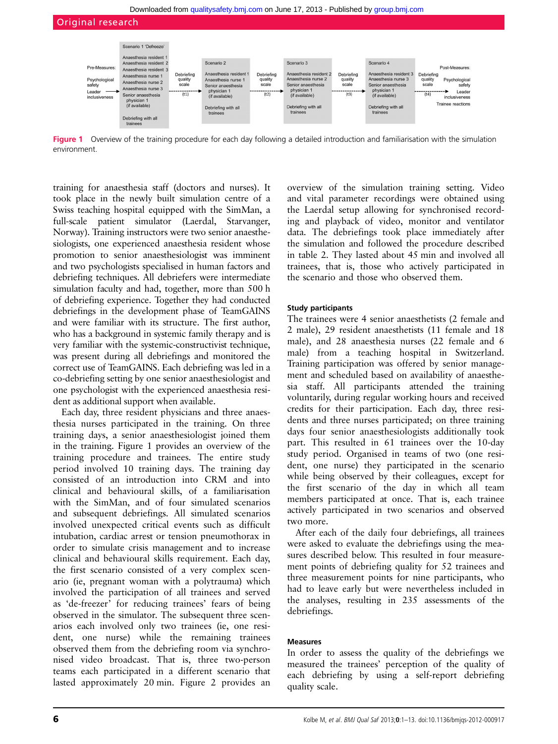Pre-Measures: Psychological safety, Leader inclusiveness → Scenario 1 'Defreeze' (Anaesthesia resident 1, Anaesthesia resident 2, Anaesthesia resident 3, Anaesthesia nurse 1, Anaesthesia nurse 2, Anaesthesia nurse 3, Senior anaesthesia physician 1 (if available); Debriefing with all trainees) → Debriefing quality scale (t1) → Scenario 2 (Anaesthesia resident 1, Anaesthesia nurse 1, Senior anaesthesia physician 1 (if available); Debriefing with all trainees) → Debriefing quality scale (t2) → Scenario 3 (Anaesthesia resident 2, Anaesthesia nurse 2, Senior anaesthesia physician 1 (if available); Debriefing with all trainees) → Debriefing quality scale (t3) → Scenario 4 (Anaesthesia resident 3, Anaesthesia nurse 3, Senior anaesthesia physician 1 (if available); Debriefing with all trainees) → Debriefing quality scale (t4) → Post-Measures: Psychological safety, Leader inclusiveness, Trainee reactions

**Figure 1** Overview of the training procedure for each day following a detailed introduction and familiarisation with the simulation environment.

training for anaesthesia staff (doctors and nurses). It took place in the newly built simulation centre of a Swiss teaching hospital equipped with the SimMan, a full-scale patient simulator (Laerdal, Starvanger, Norway). Training instructors were two senior anaesthesiologists, one experienced anaesthesia resident whose promotion to senior anaesthesiologist was imminent and two psychologists specialised in human factors and debriefing techniques. All debriefers were intermediate simulation faculty and had, together, more than 500 h of debriefing experience. Together they had conducted debriefings in the development phase of TeamGAINS and were familiar with its structure. The first author, who has a background in systemic family therapy and is very familiar with the systemic-constructivist technique, was present during all debriefings and monitored the correct use of TeamGAINS. Each debriefing was led in a co-debriefing setting by one senior anaesthesiologist and one psychologist with the experienced anaesthesia resident as additional support when available.

Each day, three resident physicians and three anaesthesia nurses participated in the training. On three training days, a senior anaesthesiologist joined them in the training. Figure 1 provides an overview of the training procedure and trainees. The entire study period involved 10 training days. The training day consisted of an introduction into CRM and into clinical and behavioural skills, of a familiarisation with the SimMan, and of four simulated scenarios and subsequent debriefings. All simulated scenarios involved unexpected critical events such as difficult intubation, cardiac arrest or tension pneumothorax in order to simulate crisis management and to increase clinical and behavioural skills requirement. Each day, the first scenario consisted of a very complex scenario (ie, pregnant woman with a polytrauma) which involved the participation of all trainees and served as 'de-freezer' for reducing trainees' fears of being observed in the simulator. The subsequent three scenarios each involved only two trainees (ie, one resident, one nurse) while the remaining trainees observed them from the debriefing room via synchronised video broadcast. That is, three two-person teams each participated in a different scenario that lasted approximately 20 min. Figure 2 provides an overview of the simulation training setting. Video and vital parameter recordings were obtained using the Laerdal setup allowing for synchronised recording and playback of video, monitor and ventilator data. The debriefings took place immediately after the simulation and followed the procedure described in table 2. They lasted about 45 min and involved all trainees, that is, those who actively participated in the scenario and those who observed them.

#### Study participants

The trainees were 4 senior anaesthetists (2 female and 2 male), 29 resident anaesthetists (11 female and 18 male), and 28 anaesthesia nurses (22 female and 6 male) from a teaching hospital in Switzerland. Training participation was offered by senior management and scheduled based on availability of anaesthesia staff. All participants attended the training voluntarily, during regular working hours and received credits for their participation. Each day, three residents and three nurses participated; on three training days four senior anaesthesiologists additionally took part. This resulted in 61 trainees over the 10-day study period. Organised in teams of two (one resident, one nurse) they participated in the scenario while being observed by their colleagues, except for the first scenario of the day in which all team members participated at once. That is, each trainee actively participated in two scenarios and observed two more.

After each of the daily four debriefings, all trainees were asked to evaluate the debriefings using the measures described below. This resulted in four measurement points of debriefing quality for 52 trainees and three measurement points for nine participants, who had to leave early but were nevertheless included in the analyses, resulting in 235 assessments of the debriefings.

#### Measures

In order to assess the quality of the debriefings we measured the trainees' perception of the quality of each debriefing by using a self-report debriefing quality scale.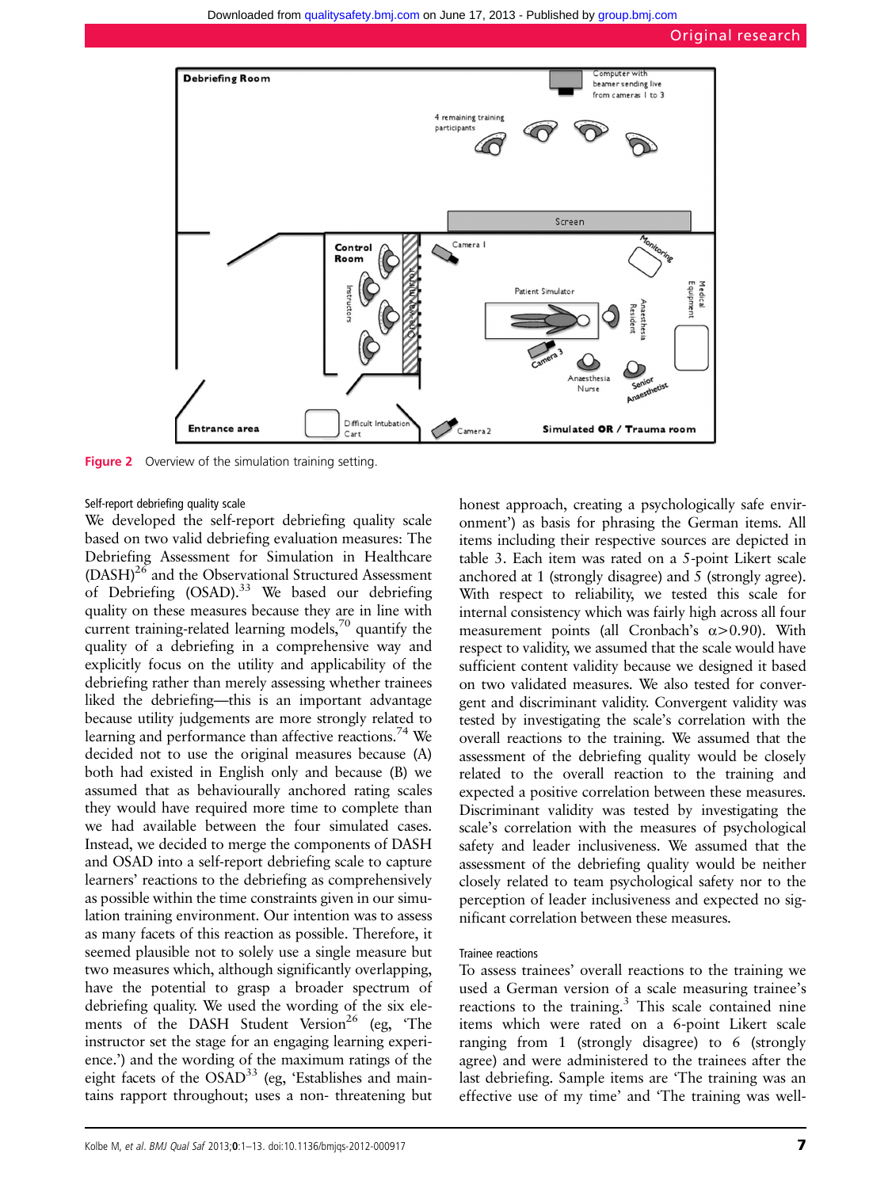Debriefing Room

Computer with beamer sending live from cameras 1 to 3

4 remaining training participants

Screen

Control Room

Instructors

One-way mirror

Camera 1

Monitoring

Patient Simulator

Anaesthesia Resident

Medical Equipment

Camera 3

Anaesthesia Nurse

Senior Anaesthetist

Entrance area

Difficult Intubation Cart

Camera 2

Simulated OR / Trauma room

**Figure 2** Overview of the simulation training setting.

### Self-report debriefing quality scale

We developed the self-report debriefing quality scale based on two valid debriefing evaluation measures: The Debriefing Assessment for Simulation in Healthcare (DASH)[26] and the Observational Structured Assessment of Debriefing (OSAD).[33] We based our debriefing quality on these measures because they are in line with current training-related learning models,[70] quantify the quality of a debriefing in a comprehensive way and explicitly focus on the utility and applicability of the debriefing rather than merely assessing whether trainees liked the debriefing—this is an important advantage because utility judgements are more strongly related to learning and performance than affective reactions.[74] We decided not to use the original measures because (A) both had existed in English only and because (B) we assumed that as behaviourally anchored rating scales they would have required more time to complete than we had available between the four simulated cases. Instead, we decided to merge the components of DASH and OSAD into a self-report debriefing scale to capture learners' reactions to the debriefing as comprehensively as possible within the time constraints given in our simulation training environment. Our intention was to assess as many facets of this reaction as possible. Therefore, it seemed plausible not to solely use a single measure but two measures which, although significantly overlapping, have the potential to grasp a broader spectrum of debriefing quality. We used the wording of the six elements of the DASH Student Version[26] (eg, 'The instructor set the stage for an engaging learning experience.') and the wording of the maximum ratings of the eight facets of the OSAD[33] (eg, 'Establishes and maintains rapport throughout; uses a non- threatening but honest approach, creating a psychologically safe environment') as basis for phrasing the German items. All items including their respective sources are depicted in table 3. Each item was rated on a 5-point Likert scale anchored at 1 (strongly disagree) and 5 (strongly agree). With respect to reliability, we tested this scale for internal consistency which was fairly high across all four measurement points (all Cronbach's $\alpha>0.90$). With respect to validity, we assumed that the scale would have sufficient content validity because we designed it based on two validated measures. We also tested for convergent and discriminant validity. Convergent validity was tested by investigating the scale's correlation with the overall reactions to the training. We assumed that the assessment of the debriefing quality would be closely related to the overall reaction to the training and expected a positive correlation between these measures. Discriminant validity was tested by investigating the scale's correlation with the measures of psychological safety and leader inclusiveness. We assumed that the assessment of the debriefing quality would be neither closely related to team psychological safety nor to the perception of leader inclusiveness and expected no significant correlation between these measures.

### Trainee reactions

To assess trainees' overall reactions to the training we used a German version of a scale measuring trainee's reactions to the training.[3] This scale contained nine items which were rated on a 6-point Likert scale ranging from 1 (strongly disagree) to 6 (strongly agree) and were administered to the trainees after the last debriefing. Sample items are 'The training was an effective use of my time' and 'The training was well-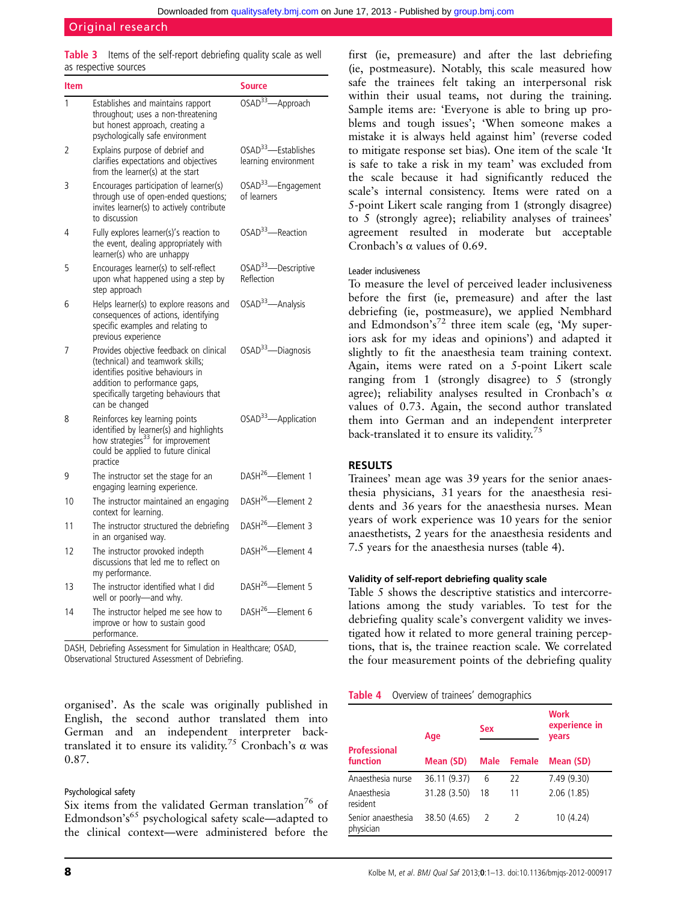**Table 3** Items of the self-report debriefing quality scale as well as respective sources

| Item | | Source |
|---|---|---|
| 1 | Establishes and maintains rapport throughout; uses a non-threatening but honest approach, creating a psychologically safe environment | OSAD[33]—Approach |
| 2 | Explains purpose of debrief and clarifies expectations and objectives from the learner(s) at the start | OSAD[33]—Establishes learning environment |
| 3 | Encourages participation of learner(s) through use of open-ended questions; invites learner(s) to actively contribute to discussion | OSAD[33]—Engagement of learners |
| 4 | Fully explores learner(s)'s reaction to the event, dealing appropriately with learner(s) who are unhappy | OSAD[33]—Reaction |
| 5 | Encourages learner(s) to self-reflect upon what happened using a step by step approach | OSAD[33]—Descriptive Reflection |
| 6 | Helps learner(s) to explore reasons and consequences of actions, identifying specific examples and relating to previous experience | OSAD[33]—Analysis |
| 7 | Provides objective feedback on clinical (technical) and teamwork skills; identifies positive behaviours in addition to performance gaps, specifically targeting behaviours that can be changed | OSAD[33]—Diagnosis |
| 8 | Reinforces key learning points identified by learner(s) and highlights how strategies[33] for improvement could be applied to future clinical practice | OSAD[33]—Application |
| 9 | The instructor set the stage for an engaging learning experience. | DASH[26]—Element 1 |
| 10 | The instructor maintained an engaging context for learning. | DASH[26]—Element 2 |
| 11 | The instructor structured the debriefing in an organised way. | DASH[26]—Element 3 |
| 12 | The instructor provoked indepth discussions that led me to reflect on my performance. | DASH[26]—Element 4 |
| 13 | The instructor identified what I did well or poorly—and why. | DASH[26]—Element 5 |
| 14 | The instructor helped me see how to improve or how to sustain good performance. | DASH[26]—Element 6 |

DASH, Debriefing Assessment for Simulation in Healthcare; OSAD, Observational Structured Assessment of Debriefing.

organised'. As the scale was originally published in English, the second author translated them into German and an independent interpreter back-translated it to ensure its validity.[75] Cronbach's α was 0.87.

#### Psychological safety

Six items from the validated German translation[76] of Edmondson's[65] psychological safety scale—adapted to the clinical context—were administered before the first (ie, premeasure) and after the last debriefing (ie, postmeasure). Notably, this scale measured how safe the trainees felt taking an interpersonal risk within their usual teams, not during the training. Sample items are: 'Everyone is able to bring up problems and tough issues'; 'When someone makes a mistake it is always held against him' (reverse coded to mitigate response set bias). One item of the scale 'It is safe to take a risk in my team' was excluded from the scale because it had significantly reduced the scale's internal consistency. Items were rated on a 5-point Likert scale ranging from 1 (strongly disagree) to 5 (strongly agree); reliability analyses of trainees' agreement resulted in moderate but acceptable Cronbach's α values of 0.69.

#### Leader inclusiveness

To measure the level of perceived leader inclusiveness before the first (ie, premeasure) and after the last debriefing (ie, postmeasure), we applied Nembhard and Edmondson's[72] three item scale (eg, 'My superiors ask for my ideas and opinions') and adapted it slightly to fit the anaesthesia team training context. Again, items were rated on a 5-point Likert scale ranging from 1 (strongly disagree) to 5 (strongly agree); reliability analyses resulted in Cronbach's α values of 0.73. Again, the second author translated them into German and an independent interpreter back-translated it to ensure its validity.[75]

## RESULTS

Trainees' mean age was 39 years for the senior anaesthesia physicians, 31 years for the anaesthesia residents and 36 years for the anaesthesia nurses. Mean years of work experience was 10 years for the senior anaesthetists, 2 years for the anaesthesia residents and 7.5 years for the anaesthesia nurses (table 4).

### Validity of self-report debriefing quality scale

Table 5 shows the descriptive statistics and intercorrelations among the study variables. To test for the debriefing quality scale's convergent validity we investigated how it related to more general training perceptions, that is, the trainee reaction scale. We correlated the four measurement points of the debriefing quality

**Table 4** Overview of trainees' demographics

| Professional function | Age | Sex | | Work experience in years |
|---|---|---|---|---|
| | Mean (SD) | Male | Female | Mean (SD) |
| Anaesthesia nurse | 36.11 (9.37) | 6 | 22 | 7.49 (9.30) |
| Anaesthesia resident | 31.28 (3.50) | 18 | 11 | 2.06 (1.85) |
| Senior anaesthesia physician | 38.50 (4.65) | 2 | 2 | 10 (4.24) |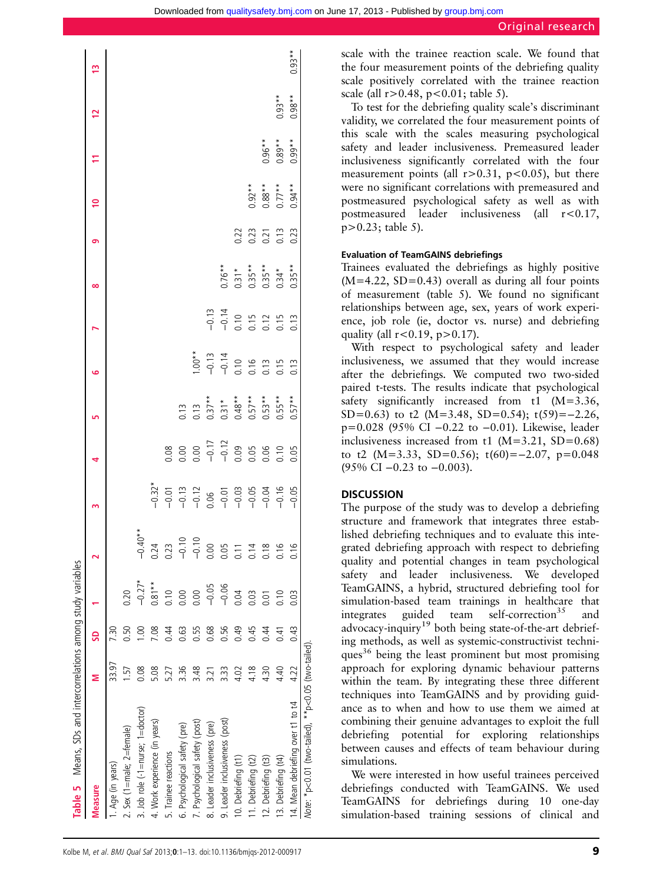## Table 5 Means, SDs and intercorrelations among study variables

| Measure | M | SD | 1 | 2 | 3 | 4 | 5 | 6 | 7 | 8 | 9 | 10 | 11 | 12 | 13 |
|---|---|---|---|---|---|---|---|---|---|---|---|---|---|---|---|
| 1. Age (in years) | 33.97 | 7.30 | | | | | | | | | | | | | |
| 2. Sex (1=male; 2=female) | 1.57 | 0.50 | 0.20 | | | | | | | | | | | | |
| 3. Job role (-1=nurse; 1=doctor) | 0.08 | 1.00 | −0.27* | −0.40** | | | | | | | | | | | |
| 4. Work experience (in years) | 5.08 | 7.08 | 0.81** | 0.24 | −0.32* | | | | | | | | | | |
| 5. Trainee reactions | 5.27 | 0.44 | 0.10 | 0.23 | −0.01 | 0.08 | | | | | | | | | |
| 6. Psychological safety (pre) | 3.36 | 0.63 | 0.00 | −0.10 | −0.13 | 0.00 | 0.13 | | | | | | | | |
| 7. Psychological safety (post) | 3.48 | 0.55 | 0.00 | −0.10 | −0.12 | 0.00 | 0.13 | 1.00** | | | | | | | |
| 8. Leader inclusiveness (pre) | 3.21 | 0.68 | −0.05 | 0.00 | 0.06 | −0.17 | 0.37** | −0.13 | −0.13 | | | | | | |
| 9. Leader inclusiveness (post) | 3.33 | 0.56 | −0.06 | 0.05 | −0.01 | −0.12 | 0.31* | −0.14 | −0.14 | 0.76** | | | | | |
| 10. Debriefing (t1) | 4.02 | 0.49 | 0.04 | 0.11 | −0.03 | 0.09 | 0.48** | 0.10 | 0.10 | 0.31* | 0.22 | | | | |
| 11. Debriefing (t2) | 4.18 | 0.45 | 0.03 | 0.14 | −0.05 | 0.05 | 0.57** | 0.16 | 0.15 | 0.35** | 0.23 | 0.92** | | | |
| 12. Debriefing (t3) | 4.30 | 0.44 | 0.01 | 0.18 | −0.04 | 0.06 | 0.53** | 0.13 | 0.12 | 0.35** | 0.21 | 0.88** | 0.96** | | |
| 13. Debriefing (t4) | 4.40 | 0.41 | 0.10 | 0.16 | −0.16 | 0.10 | 0.55** | 0.15 | 0.15 | 0.34* | 0.13 | 0.77** | 0.89** | 0.93** | |
| 14. Mean debriefing over t1 to t4 | 4.22 | 0.43 | 0.03 | 0.16 | −0.05 | 0.05 | 0.57** | 0.13 | 0.13 | 0.35** | 0.23 | 0.94** | 0.99** | 0.98** | 0.93** |

*Note*: *p<0.01 (two-tailed), **p<0.05 (two-tailed).

scale with the trainee reaction scale. We found that the four measurement points of the debriefing quality scale positively correlated with the trainee reaction scale (all $r>0.48$, $p<0.01$; table 5).

To test for the debriefing quality scale's discriminant validity, we correlated the four measurement points of this scale with the scales measuring psychological safety and leader inclusiveness. Premeasured leader inclusiveness significantly correlated with the four measurement points (all $r>0.31$, $p<0.05$), but there were no significant correlations with premeasured and postmeasured psychological safety as well as with postmeasured leader inclusiveness (all $r<0.17$, $p>0.23$; table 5).

### Evaluation of TeamGAINS debriefings

Trainees evaluated the debriefings as highly positive (M=4.22, SD=0.43) overall as during all four points of measurement (table 5). We found no significant relationships between age, sex, years of work experience, job role (ie, doctor vs. nurse) and debriefing quality (all $r<0.19$, $p>0.17$).

With respect to psychological safety and leader inclusiveness, we assumed that they would increase after the debriefings. We computed two two-sided paired t-tests. The results indicate that psychological safety significantly increased from t1 (M=3.36, SD=0.63) to t2 (M=3.48, SD=0.54); $t(59)=-2.26$, $p=0.028$ (95% CI −0.22 to −0.01). Likewise, leader inclusiveness increased from t1 (M=3.21, SD=0.68) to t2 (M=3.33, SD=0.56); $t(60)=-2.07$, $p=0.048$ (95% CI −0.23 to −0.003).

## DISCUSSION

The purpose of the study was to develop a debriefing structure and framework that integrates three established debriefing techniques and to evaluate this integrated debriefing approach with respect to debriefing quality and potential changes in team psychological safety and leader inclusiveness. We developed TeamGAINS, a hybrid, structured debriefing tool for simulation-based team trainings in healthcare that integrates guided team self-correction[35] and advocacy-inquiry[19] both being state-of-the-art debriefing methods, as well as systemic-constructivist techniques[36] being the least prominent but most promising approach for exploring dynamic behaviour patterns within the team. By integrating these three different techniques into TeamGAINS and by providing guidance as to when and how to use them we aimed at combining their genuine advantages to exploit the full debriefing potential for exploring relationships between causes and effects of team behaviour during simulations.

We were interested in how useful trainees perceived debriefings conducted with TeamGAINS. We used TeamGAINS for debriefings during 10 one-day simulation-based training sessions of clinical and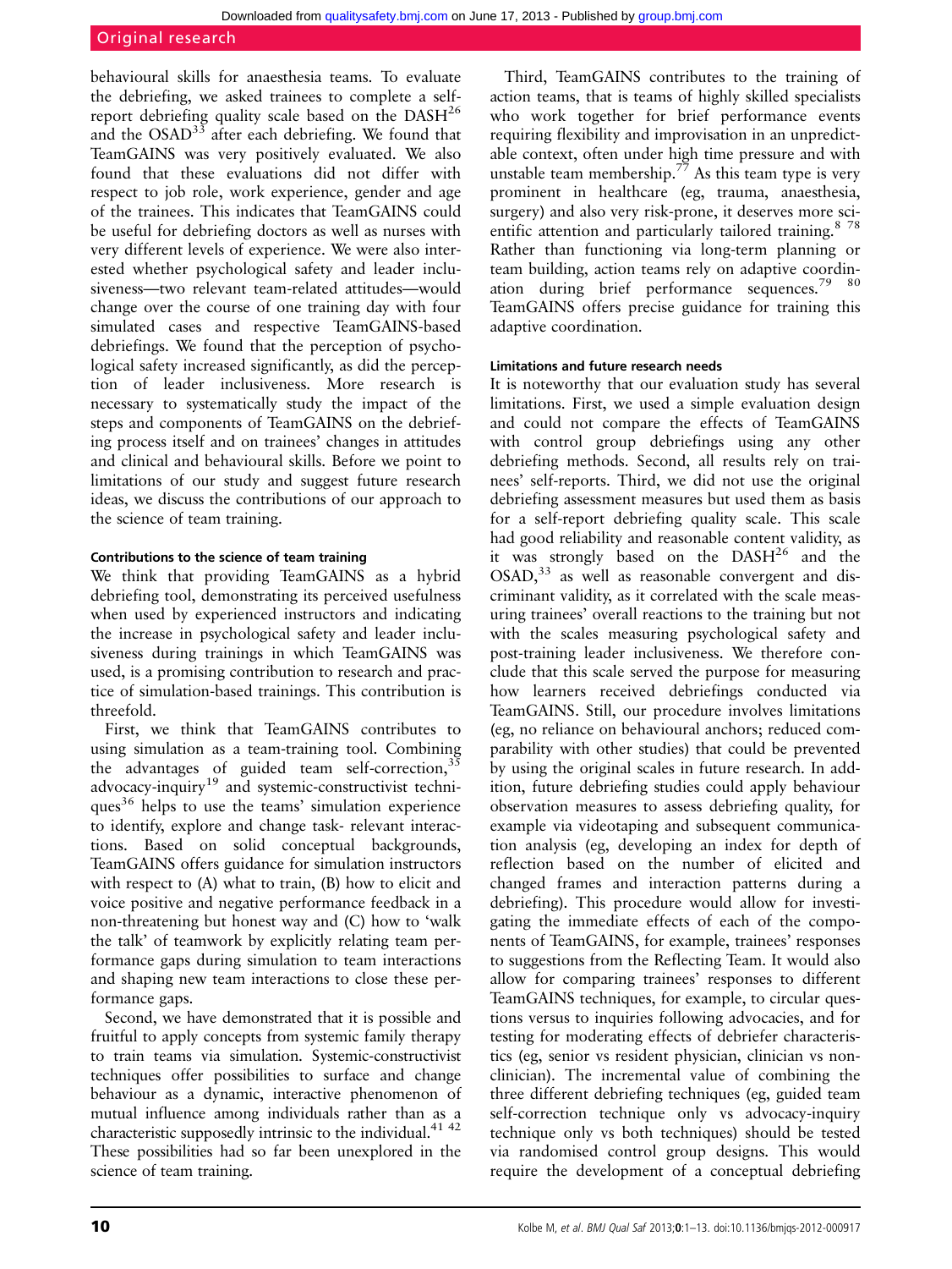behavioural skills for anaesthesia teams. To evaluate the debriefing, we asked trainees to complete a self-report debriefing quality scale based on the DASH[26] and the OSAD[33] after each debriefing. We found that TeamGAINS was very positively evaluated. We also found that these evaluations did not differ with respect to job role, work experience, gender and age of the trainees. This indicates that TeamGAINS could be useful for debriefing doctors as well as nurses with very different levels of experience. We were also interested whether psychological safety and leader inclusiveness—two relevant team-related attitudes—would change over the course of one training day with four simulated cases and respective TeamGAINS-based debriefings. We found that the perception of psychological safety increased significantly, as did the perception of leader inclusiveness. More research is necessary to systematically study the impact of the steps and components of TeamGAINS on the debriefing process itself and on trainees' changes in attitudes and clinical and behavioural skills. Before we point to limitations of our study and suggest future research ideas, we discuss the contributions of our approach to the science of team training.

#### Contributions to the science of team training

We think that providing TeamGAINS as a hybrid debriefing tool, demonstrating its perceived usefulness when used by experienced instructors and indicating the increase in psychological safety and leader inclusiveness during trainings in which TeamGAINS was used, is a promising contribution to research and practice of simulation-based trainings. This contribution is threefold.

First, we think that TeamGAINS contributes to using simulation as a team-training tool. Combining the advantages of guided team self-correction,[35] advocacy-inquiry[19] and systemic-constructivist techniques[36] helps to use the teams' simulation experience to identify, explore and change task- relevant interactions. Based on solid conceptual backgrounds, TeamGAINS offers guidance for simulation instructors with respect to (A) what to train, (B) how to elicit and voice positive and negative performance feedback in a non-threatening but honest way and (C) how to 'walk the talk' of teamwork by explicitly relating team performance gaps during simulation to team interactions and shaping new team interactions to close these performance gaps.

Second, we have demonstrated that it is possible and fruitful to apply concepts from systemic family therapy to train teams via simulation. Systemic-constructivist techniques offer possibilities to surface and change behaviour as a dynamic, interactive phenomenon of mutual influence among individuals rather than as a characteristic supposedly intrinsic to the individual.[41 42] These possibilities had so far been unexplored in the science of team training.

Third, TeamGAINS contributes to the training of action teams, that is teams of highly skilled specialists who work together for brief performance events requiring flexibility and improvisation in an unpredictable context, often under high time pressure and with unstable team membership.[77] As this team type is very prominent in healthcare (eg, trauma, anaesthesia, surgery) and also very risk-prone, it deserves more scientific attention and particularly tailored training.[8 78] Rather than functioning via long-term planning or team building, action teams rely on adaptive coordination during brief performance sequences.[79 80] TeamGAINS offers precise guidance for training this adaptive coordination.

#### Limitations and future research needs

It is noteworthy that our evaluation study has several limitations. First, we used a simple evaluation design and could not compare the effects of TeamGAINS with control group debriefings using any other debriefing methods. Second, all results rely on trainees' self-reports. Third, we did not use the original debriefing assessment measures but used them as basis for a self-report debriefing quality scale. This scale had good reliability and reasonable content validity, as it was strongly based on the DASH[26] and the OSAD,[33] as well as reasonable convergent and discriminant validity, as it correlated with the scale measuring trainees' overall reactions to the training but not with the scales measuring psychological safety and post-training leader inclusiveness. We therefore conclude that this scale served the purpose for measuring how learners received debriefings conducted via TeamGAINS. Still, our procedure involves limitations (eg, no reliance on behavioural anchors; reduced comparability with other studies) that could be prevented by using the original scales in future research. In addition, future debriefing studies could apply behaviour observation measures to assess debriefing quality, for example via videotaping and subsequent communication analysis (eg, developing an index for depth of reflection based on the number of elicited and changed frames and interaction patterns during a debriefing). This procedure would allow for investigating the immediate effects of each of the components of TeamGAINS, for example, trainees' responses to suggestions from the Reflecting Team. It would also allow for comparing trainees' responses to different TeamGAINS techniques, for example, to circular questions versus to inquiries following advocacies, and for testing for moderating effects of debriefer characteristics (eg, senior vs resident physician, clinician vs non-clinician). The incremental value of combining the three different debriefing techniques (eg, guided team self-correction technique only vs advocacy-inquiry technique only vs both techniques) should be tested via randomised control group designs. This would require the development of a conceptual debriefing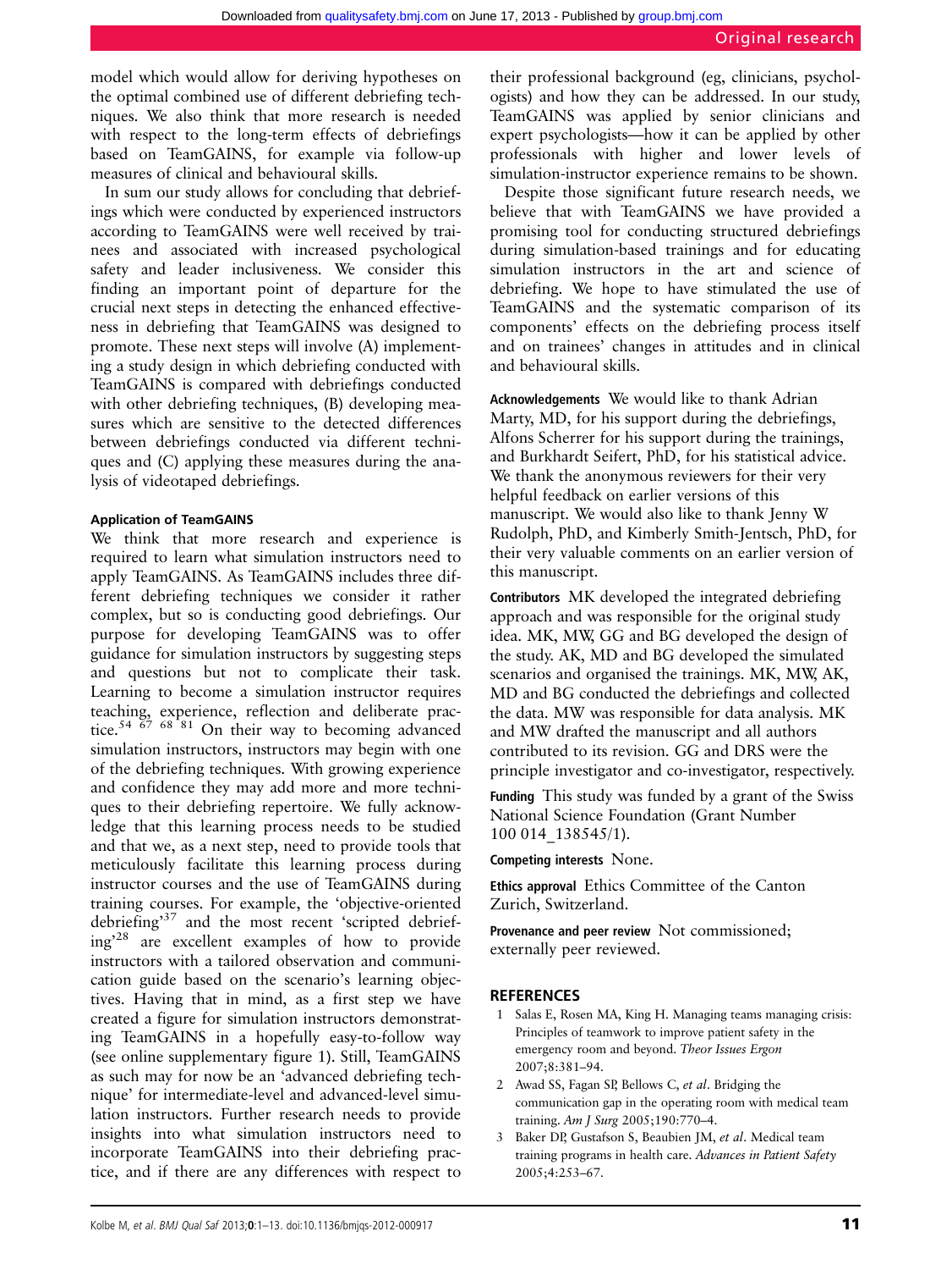model which would allow for deriving hypotheses on the optimal combined use of different debriefing techniques. We also think that more research is needed with respect to the long-term effects of debriefings based on TeamGAINS, for example via follow-up measures of clinical and behavioural skills.

In sum our study allows for concluding that debriefings which were conducted by experienced instructors according to TeamGAINS were well received by trainees and associated with increased psychological safety and leader inclusiveness. We consider this finding an important point of departure for the crucial next steps in detecting the enhanced effectiveness in debriefing that TeamGAINS was designed to promote. These next steps will involve (A) implementing a study design in which debriefing conducted with TeamGAINS is compared with debriefings conducted with other debriefing techniques, (B) developing measures which are sensitive to the detected differences between debriefings conducted via different techniques and (C) applying these measures during the analysis of videotaped debriefings.

#### Application of TeamGAINS

We think that more research and experience is required to learn what simulation instructors need to apply TeamGAINS. As TeamGAINS includes three different debriefing techniques we consider it rather complex, but so is conducting good debriefings. Our purpose for developing TeamGAINS was to offer guidance for simulation instructors by suggesting steps and questions but not to complicate their task. Learning to become a simulation instructor requires teaching, experience, reflection and deliberate practice.[54 67 68 81] On their way to becoming advanced simulation instructors, instructors may begin with one of the debriefing techniques. With growing experience and confidence they may add more and more techniques to their debriefing repertoire. We fully acknowledge that this learning process needs to be studied and that we, as a next step, need to provide tools that meticulously facilitate this learning process during instructor courses and the use of TeamGAINS during training courses. For example, the 'objective-oriented debriefing'[37] and the most recent 'scripted debriefing'[28] are excellent examples of how to provide instructors with a tailored observation and communication guide based on the scenario's learning objectives. Having that in mind, as a first step we have created a figure for simulation instructors demonstrating TeamGAINS in a hopefully easy-to-follow way (see online supplementary figure 1). Still, TeamGAINS as such may for now be an 'advanced debriefing technique' for intermediate-level and advanced-level simulation instructors. Further research needs to provide insights into what simulation instructors need to incorporate TeamGAINS into their debriefing practice, and if there are any differences with respect to their professional background (eg, clinicians, psychologists) and how they can be addressed. In our study, TeamGAINS was applied by senior clinicians and expert psychologists—how it can be applied by other professionals with higher and lower levels of simulation-instructor experience remains to be shown.

Despite those significant future research needs, we believe that with TeamGAINS we have provided a promising tool for conducting structured debriefings during simulation-based trainings and for educating simulation instructors in the art and science of debriefing. We hope to have stimulated the use of TeamGAINS and the systematic comparison of its components' effects on the debriefing process itself and on trainees' changes in attitudes and in clinical and behavioural skills.

**Acknowledgements** We would like to thank Adrian Marty, MD, for his support during the debriefings, Alfons Scherrer for his support during the trainings, and Burkhardt Seifert, PhD, for his statistical advice. We thank the anonymous reviewers for their very helpful feedback on earlier versions of this manuscript. We would also like to thank Jenny W Rudolph, PhD, and Kimberly Smith-Jentsch, PhD, for their very valuable comments on an earlier version of this manuscript.

**Contributors** MK developed the integrated debriefing approach and was responsible for the original study idea. MK, MW, GG and BG developed the design of the study. AK, MD and BG developed the simulated scenarios and organised the trainings. MK, MW, AK, MD and BG conducted the debriefings and collected the data. MW was responsible for data analysis. MK and MW drafted the manuscript and all authors contributed to its revision. GG and DRS were the principle investigator and co-investigator, respectively.

**Funding** This study was funded by a grant of the Swiss National Science Foundation (Grant Number 100 014_138545/1).

**Competing interests** None.

**Ethics approval** Ethics Committee of the Canton Zurich, Switzerland.

**Provenance and peer review** Not commissioned; externally peer reviewed.

## REFERENCES

1. Salas E, Rosen MA, King H. Managing teams managing crisis: Principles of teamwork to improve patient safety in the emergency room and beyond. *Theor Issues Ergon* 2007;8:381–94.
2. Awad SS, Fagan SP, Bellows C, *et al*. Bridging the communication gap in the operating room with medical team training. *Am J Surg* 2005;190:770–4.
3. Baker DP, Gustafson S, Beaubien JM, *et al*. Medical team training programs in health care. *Advances in Patient Safety* 2005;4:253–67.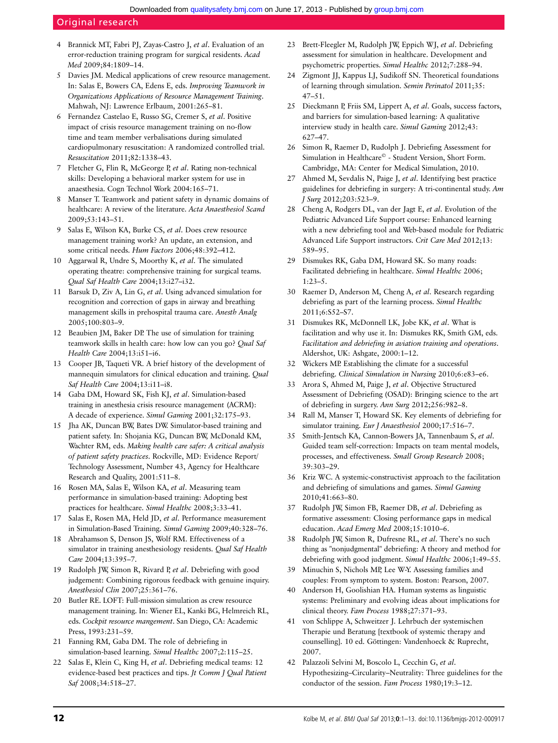4. Brannick MT, Fabri PJ, Zayas-Castro J, *et al*. Evaluation of an error-reduction training program for surgical residents. *Acad Med* 2009;84:1809–14.
5. Davies JM. Medical applications of crew resource management. In: Salas E, Bowers CA, Edens E, eds. *Improving Teamwork in Organizations Applications of Resource Management Training*. Mahwah, NJ: Lawrence Erlbaum, 2001:265–81.
6. Fernandez Castelao E, Russo SG, Cremer S, *et al*. Positive impact of crisis resource management training on no-flow time and team member verbalisations during simulated cardiopulmonary resuscitation: A randomized controlled trial. *Resuscitation* 2011;82:1338–43.
7. Fletcher G, Flin R, McGeorge P, *et al*. Rating non-technical skills: Developing a behavioral marker system for use in anaesthesia. Cogn Technol Work 2004:165–71.
8. Manser T. Teamwork and patient safety in dynamic domains of healthcare: A review of the literature. *Acta Anaesthesiol Scand* 2009;53:143–51.
9. Salas E, Wilson KA, Burke CS, *et al*. Does crew resource management training work? An update, an extension, and some critical needs. *Hum Factors* 2006;48:392–412.
10. Aggarwal R, Undre S, Moorthy K, *et al*. The simulated operating theatre: comprehensive training for surgical teams. *Qual Saf Health Care* 2004;13:i27–i32.
11. Barsuk D, Ziv A, Lin G, *et al*. Using advanced simulation for recognition and correction of gaps in airway and breathing management skills in prehospital trauma care. *Anesth Analg* 2005;100:803–9.
12. Beaubien JM, Baker DP. The use of simulation for training teamwork skills in health care: how low can you go? *Qual Saf Health Care* 2004;13:i51–i6.
13. Cooper JB, Taqueti VR. A brief history of the development of mannequin simulators for clinical education and training. *Qual Saf Health Care* 2004;13:i11–i8.
14. Gaba DM, Howard SK, Fish KJ, *et al*. Simulation-based training in anesthesia crisis resource management (ACRM): A decade of experience. *Simul Gaming* 2001;32:175–93.
15. Jha AK, Duncan BW, Bates DW. Simulator-based training and patient safety. In: Shojania KG, Duncan BW, McDonald KM, Wachter RM, eds. *Making health care safer: A critical analysis of patient safety practices*. Rockville, MD: Evidence Report/Technology Assessment, Number 43, Agency for Healthcare Research and Quality, 2001:511–8.
16. Rosen MA, Salas E, Wilson KA, *et al*. Measuring team performance in simulation-based training: Adopting best practices for healthcare. *Simul Healthc* 2008;3:33–41.
17. Salas E, Rosen MA, Held JD, *et al*. Performance measurement in Simulation-Based Training. *Simul Gaming* 2009;40:328–76.
18. Abrahamson S, Denson JS, Wolf RM. Effectiveness of a simulator in training anesthesiology residents. *Qual Saf Health Care* 2004;13:395–7.
19. Rudolph JW, Simon R, Rivard P, *et al*. Debriefing with good judgement: Combining rigorous feedback with genuine inquiry. *Anesthesiol Clin* 2007;25:361–76.
20. Butler RE. LOFT: Full-mission simulation as crew resource management training. In: Wiener EL, Kanki BG, Helmreich RL, eds. *Cockpit resource mangement*. San Diego, CA: Academic Press, 1993:231–59.
21. Fanning RM, Gaba DM. The role of debriefing in simulation-based learning. *Simul Healthc* 2007;2:115–25.
22. Salas E, Klein C, King H, *et al*. Debriefing medical teams: 12 evidence-based best practices and tips. *Jt Comm J Qual Patient Saf* 2008;34:518–27.
23. Brett-Fleegler M, Rudolph JW, Eppich WJ, *et al*. Debriefing assessment for simulation in healthcare. Development and psychometric properties. *Simul Healthc* 2012;7:288–94.
24. Zigmont JJ, Kappus LJ, Sudikoff SN. Theoretical foundations of learning through simulation. *Semin Perinatol* 2011;35:47–51.
25. Dieckmann P, Friis SM, Lippert A, *et al*. Goals, success factors, and barriers for simulation-based learning: A qualitative interview study in health care. *Simul Gaming* 2012;43:627–47.
26. Simon R, Raemer D, Rudolph J. Debriefing Assessment for Simulation in Healthcare© - Student Version, Short Form. Cambridge, MA: Center for Medical Simulation, 2010.
27. Ahmed M, Sevdalis N, Paige J, *et al*. Identifying best practice guidelines for debriefing in surgery: A tri-continental study. *Am J Surg* 2012;203:523–9.
28. Cheng A, Rodgers DL, van der Jagt E, *et al*. Evolution of the Pediatric Advanced Life Support course: Enhanced learning with a new debriefing tool and Web-based module for Pediatric Advanced Life Support instructors. *Crit Care Med* 2012;13:589–95.
29. Dismukes RK, Gaba DM, Howard SK. So many roads: Facilitated debriefing in healthcare. *Simul Healthc* 2006;1:23–5.
30. Raemer D, Anderson M, Cheng A, *et al*. Research regarding debriefing as part of the learning process. *Simul Healthc* 2011;6:S52–S7.
31. Dismukes RK, McDonnell LK, Jobe KK, *et al*. What is facilitation and why use it. In: Dismukes RK, Smith GM, eds. *Facilitation and debriefing in aviation training and operations*. Aldershot, UK: Ashgate, 2000:1–12.
32. Wickers MP. Establishing the climate for a successful debriefing. *Clinical Simulation in Nursing* 2010;6:e83–e6.
33. Arora S, Ahmed M, Paige J, *et al*. Objective Structured Assessment of Debriefing (OSAD): Bringing science to the art of debriefing in surgery. *Ann Surg* 2012;256:982–8.
34. Rall M, Manser T, Howard SK. Key elements of debriefing for simulator training. *Eur J Anaesthesiol* 2000;17:516–7.
35. Smith-Jentsch KA, Cannon-Bowers JA, Tannenbaum S, *et al*. Guided team self-correction: Impacts on team mental models, processes, and effectiveness. *Small Group Research* 2008;39:303–29.
36. Kriz WC. A systemic-constructivist approach to the facilitation and debriefing of simulations and games. *Simul Gaming* 2010;41:663–80.
37. Rudolph JW, Simon FB, Raemer DB, *et al*. Debriefing as formative assessment: Closing performance gaps in medical education. *Acad Emerg Med* 2008;15:1010–6.
38. Rudolph JW, Simon R, Dufresne RL, *et al*. There's no such thing as "nonjudgmental" debriefing: A theory and method for debriefing with good judgment. *Simul Healthc* 2006;1:49–55.
39. Minuchin S, Nichols MP, Lee W-Y. Assessing families and couples: From symptom to system. Boston: Pearson, 2007.
40. Anderson H, Goolishian HA. Human systems as linguistic systems: Preliminary and evolving ideas about implications for clinical theory. *Fam Process* 1988;27:371–93.
41. von Schlippe A, Schweitzer J. Lehrbuch der systemischen Therapie und Beratung [textbook of systemic therapy and counselling]. 10 ed. Göttingen: Vandenhoeck & Ruprecht, 2007.
42. Palazzoli Selvini M, Boscolo L, Cecchin G, *et al*. Hypothesizing–Circularity–Neutrality: Three guidelines for the conductor of the session. *Fam Process* 1980;19:3–12.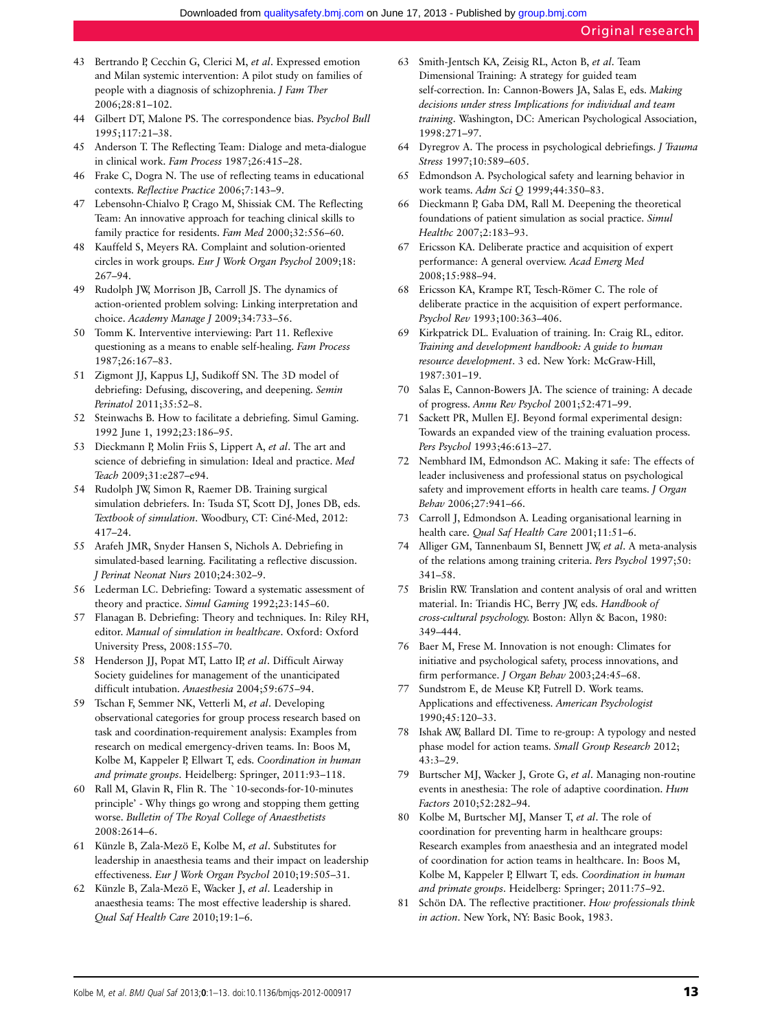43 Bertrando P, Cecchin G, Clerici M, *et al*. Expressed emotion and Milan systemic intervention: A pilot study on families of people with a diagnosis of schizophrenia. *J Fam Ther* 2006;28:81–102.

44 Gilbert DT, Malone PS. The correspondence bias. *Psychol Bull* 1995;117:21–38.

45 Anderson T. The Reflecting Team: Dialoge and meta-dialogue in clinical work. *Fam Process* 1987;26:415–28.

46 Frake C, Dogra N. The use of reflecting teams in educational contexts. *Reflective Practice* 2006;7:143–9.

47 Lebensohn-Chialvo P, Crago M, Shissiak CM. The Reflecting Team: An innovative approach for teaching clinical skills to family practice for residents. *Fam Med* 2000;32:556–60.

48 Kauffeld S, Meyers RA. Complaint and solution-oriented circles in work groups. *Eur J Work Organ Psychol* 2009;18: 267–94.

49 Rudolph JW, Morrison JB, Carroll JS. The dynamics of action-oriented problem solving: Linking interpretation and choice. *Academy Manage J* 2009;34:733–56.

50 Tomm K. Interventive interviewing: Part 11. Reflexive questioning as a means to enable self-healing. *Fam Process* 1987;26:167–83.

51 Zigmont JJ, Kappus LJ, Sudikoff SN. The 3D model of debriefing: Defusing, discovering, and deepening. *Semin Perinatol* 2011;35:52–8.

52 Steinwachs B. How to facilitate a debriefing. Simul Gaming. 1992 June 1, 1992;23:186–95.

53 Dieckmann P, Molin Friis S, Lippert A, *et al*. The art and science of debriefing in simulation: Ideal and practice. *Med Teach* 2009;31:e287–e94.

54 Rudolph JW, Simon R, Raemer DB. Training surgical simulation debriefers. In: Tsuda ST, Scott DJ, Jones DB, eds. *Textbook of simulation*. Woodbury, CT: Ciné-Med, 2012: 417–24.

55 Arafeh JMR, Snyder Hansen S, Nichols A. Debriefing in simulated-based learning. Facilitating a reflective discussion. *J Perinat Neonat Nurs* 2010;24:302–9.

56 Lederman LC. Debriefing: Toward a systematic assessment of theory and practice. *Simul Gaming* 1992;23:145–60.

57 Flanagan B. Debriefing: Theory and techniques. In: Riley RH, editor. *Manual of simulation in healthcare*. Oxford: Oxford University Press, 2008:155–70.

58 Henderson JJ, Popat MT, Latto IP, *et al*. Difficult Airway Society guidelines for management of the unanticipated difficult intubation. *Anaesthesia* 2004;59:675–94.

59 Tschan F, Semmer NK, Vetterli M, *et al*. Developing observational categories for group process research based on task and coordination-requirement analysis: Examples from research on medical emergency-driven teams. In: Boos M, Kolbe M, Kappeler P, Ellwart T, eds. *Coordination in human and primate groups*. Heidelberg: Springer, 2011:93–118.

60 Rall M, Glavin R, Flin R. The `10-seconds-for-10-minutes principle' - Why things go wrong and stopping them getting worse. *Bulletin of The Royal College of Anaesthetists* 2008:2614–6.

61 Künzle B, Zala-Mezö E, Kolbe M, *et al*. Substitutes for leadership in anaesthesia teams and their impact on leadership effectiveness. *Eur J Work Organ Psychol* 2010;19:505–31.

62 Künzle B, Zala-Mezö E, Wacker J, *et al*. Leadership in anaesthesia teams: The most effective leadership is shared. *Qual Saf Health Care* 2010;19:1–6.

63 Smith-Jentsch KA, Zeisig RL, Acton B, *et al*. Team Dimensional Training: A strategy for guided team self-correction. In: Cannon-Bowers JA, Salas E, eds. *Making decisions under stress Implications for individual and team training*. Washington, DC: American Psychological Association, 1998:271–97.

64 Dyregrov A. The process in psychological debriefings. *J Trauma Stress* 1997;10:589–605.

65 Edmondson A. Psychological safety and learning behavior in work teams. *Adm Sci Q* 1999;44:350–83.

66 Dieckmann P, Gaba DM, Rall M. Deepening the theoretical foundations of patient simulation as social practice. *Simul Healthc* 2007;2:183–93.

67 Ericsson KA. Deliberate practice and acquisition of expert performance: A general overview. *Acad Emerg Med* 2008;15:988–94.

68 Ericsson KA, Krampe RT, Tesch-Römer C. The role of deliberate practice in the acquisition of expert performance. *Psychol Rev* 1993;100:363–406.

69 Kirkpatrick DL. Evaluation of training. In: Craig RL, editor. *Training and development handbook: A guide to human resource development*. 3 ed. New York: McGraw-Hill, 1987:301–19.

70 Salas E, Cannon-Bowers JA. The science of training: A decade of progress. *Annu Rev Psychol* 2001;52:471–99.

71 Sackett PR, Mullen EJ. Beyond formal experimental design: Towards an expanded view of the training evaluation process. *Pers Psychol* 1993;46:613–27.

72 Nembhard IM, Edmondson AC. Making it safe: The effects of leader inclusiveness and professional status on psychological safety and improvement efforts in health care teams. *J Organ Behav* 2006;27:941–66.

73 Carroll J, Edmondson A. Leading organisational learning in health care. *Qual Saf Health Care* 2001;11:51–6.

74 Alliger GM, Tannenbaum SI, Bennett JW, *et al*. A meta-analysis of the relations among training criteria. *Pers Psychol* 1997;50: 341–58.

75 Brislin RW. Translation and content analysis of oral and written material. In: Triandis HC, Berry JW, eds. *Handbook of cross-cultural psychology*. Boston: Allyn & Bacon, 1980: 349–444.

76 Baer M, Frese M. Innovation is not enough: Climates for initiative and psychological safety, process innovations, and firm performance. *J Organ Behav* 2003;24:45–68.

77 Sundstrom E, de Meuse KP, Futrell D. Work teams. Applications and effectiveness. *American Psychologist* 1990;45:120–33.

78 Ishak AW, Ballard DI. Time to re-group: A typology and nested phase model for action teams. *Small Group Research* 2012; 43:3–29.

79 Burtscher MJ, Wacker J, Grote G, *et al*. Managing non-routine events in anesthesia: The role of adaptive coordination. *Hum Factors* 2010;52:282–94.

80 Kolbe M, Burtscher MJ, Manser T, *et al*. The role of coordination for preventing harm in healthcare groups: Research examples from anaesthesia and an integrated model of coordination for action teams in healthcare. In: Boos M, Kolbe M, Kappeler P, Ellwart T, eds. *Coordination in human and primate groups*. Heidelberg: Springer; 2011:75–92.

81 Schön DA. The reflective practitioner. *How professionals think in action*. New York, NY: Basic Book, 1983.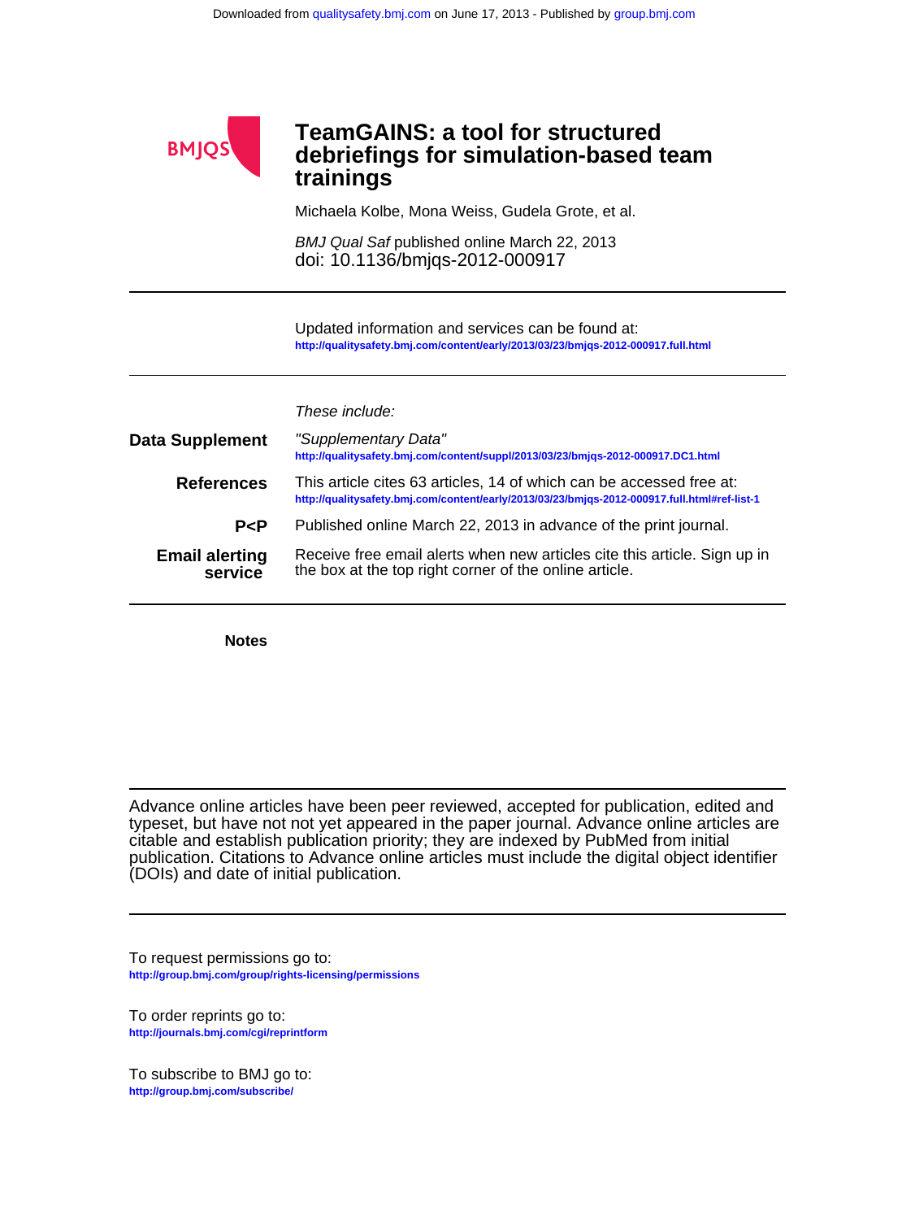Downloaded from qualitysafety.bmj.com on June 17, 2013 - Published by group.bmj.com

BMJQS

# TeamGAINS: a tool for structured debriefings for simulation-based team trainings

Michaela Kolbe, Mona Weiss, Gudela Grote, et al.

*BMJ Qual Saf* published online March 22, 2013
doi: 10.1136/bmjqs-2012-000917

---

Updated information and services can be found at:
**http://qualitysafety.bmj.com/content/early/2013/03/23/bmjqs-2012-000917.full.html**

---

*These include:*

**Data Supplement** — *"Supplementary Data"*
**http://qualitysafety.bmj.com/content/suppl/2013/03/23/bmjqs-2012-000917.DC1.html**

**References** — This article cites 63 articles, 14 of which can be accessed free at:
**http://qualitysafety.bmj.com/content/early/2013/03/23/bmjqs-2012-000917.full.html#ref-list-1**

**P<P** — Published online March 22, 2013 in advance of the print journal.

**Email alerting service** — Receive free email alerts when new articles cite this article. Sign up in the box at the top right corner of the online article.

---

**Notes**

---

Advance online articles have been peer reviewed, accepted for publication, edited and typeset, but have not not yet appeared in the paper journal. Advance online articles are citable and establish publication priority; they are indexed by PubMed from initial publication. Citations to Advance online articles must include the digital object identifier (DOIs) and date of initial publication.

---

To request permissions go to:
**http://group.bmj.com/group/rights-licensing/permissions**

To order reprints go to:
**http://journals.bmj.com/cgi/reprintform**

To subscribe to BMJ go to:
**http://group.bmj.com/subscribe/**